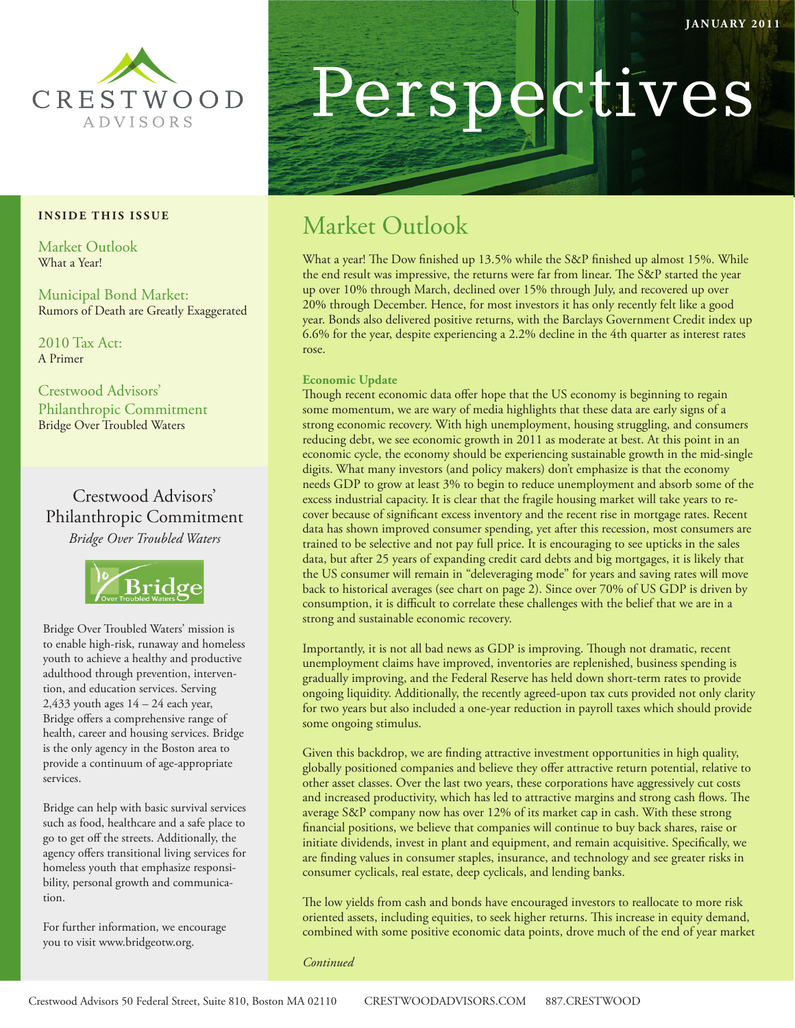CRESTWOOD ADVISORS

JANUARY 2011

# Perspectives

**INSIDE THIS ISSUE**

Market Outlook
What a Year!

Municipal Bond Market:
Rumors of Death are Greatly Exaggerated

2010 Tax Act:
A Primer

Crestwood Advisors' Philanthropic Commitment
Bridge Over Troubled Waters

## Market Outlook

What a year! The Dow finished up 13.5% while the S&P finished up almost 15%. While the end result was impressive, the returns were far from linear. The S&P started the year up over 10% through March, declined over 15% through July, and recovered up over 20% through December. Hence, for most investors it has only recently felt like a good year. Bonds also delivered positive returns, with the Barclays Government Credit index up 6.6% for the year, despite experiencing a 2.2% decline in the 4th quarter as interest rates rose.

### Economic Update

Though recent economic data offer hope that the US economy is beginning to regain some momentum, we are wary of media highlights that these data are early signs of a strong economic recovery. With high unemployment, housing struggling, and consumers reducing debt, we see economic growth in 2011 as moderate at best. At this point in an economic cycle, the economy should be experiencing sustainable growth in the mid-single digits. What many investors (and policy makers) don't emphasize is that the economy needs GDP to grow at least 3% to begin to reduce unemployment and absorb some of the excess industrial capacity. It is clear that the fragile housing market will take years to recover because of significant excess inventory and the recent rise in mortgage rates. Recent data has shown improved consumer spending, yet after this recession, most consumers are trained to be selective and not pay full price. It is encouraging to see upticks in the sales data, but after 25 years of expanding credit card debts and big mortgages, it is likely that the US consumer will remain in "deleveraging mode" for years and saving rates will move back to historical averages (see chart on page 2). Since over 70% of US GDP is driven by consumption, it is difficult to correlate these challenges with the belief that we are in a strong and sustainable economic recovery.

Importantly, it is not all bad news as GDP is improving. Though not dramatic, recent unemployment claims have improved, inventories are replenished, business spending is gradually improving, and the Federal Reserve has held down short-term rates to provide ongoing liquidity. Additionally, the recently agreed-upon tax cuts provided not only clarity for two years but also included a one-year reduction in payroll taxes which should provide some ongoing stimulus.

Given this backdrop, we are finding attractive investment opportunities in high quality, globally positioned companies and believe they offer attractive return potential, relative to other asset classes. Over the last two years, these corporations have aggressively cut costs and increased productivity, which has led to attractive margins and strong cash flows. The average S&P company now has over 12% of its market cap in cash. With these strong financial positions, we believe that companies will continue to buy back shares, raise or initiate dividends, invest in plant and equipment, and remain acquisitive. Specifically, we are finding values in consumer staples, insurance, and technology and see greater risks in consumer cyclicals, real estate, deep cyclicals, and lending banks.

The low yields from cash and bonds have encouraged investors to reallocate to more risk oriented assets, including equities, to seek higher returns. This increase in equity demand, combined with some positive economic data points, drove much of the end of year market

*Continued*

## Crestwood Advisors' Philanthropic Commitment

*Bridge Over Troubled Waters*

Bridge Over Troubled Waters

Bridge Over Troubled Waters' mission is to enable high-risk, runaway and homeless youth to achieve a healthy and productive adulthood through prevention, intervention, and education services. Serving 2,433 youth ages 14 – 24 each year, Bridge offers a comprehensive range of health, career and housing services. Bridge is the only agency in the Boston area to provide a continuum of age-appropriate services.

Bridge can help with basic survival services such as food, healthcare and a safe place to go to get off the streets. Additionally, the agency offers transitional living services for homeless youth that emphasize responsibility, personal growth and communication.

For further information, we encourage you to visit www.bridgeotw.org.

Crestwood Advisors 50 Federal Street, Suite 810, Boston MA 02110 CRESTWOODADVISORS.COM 887.CRESTWOOD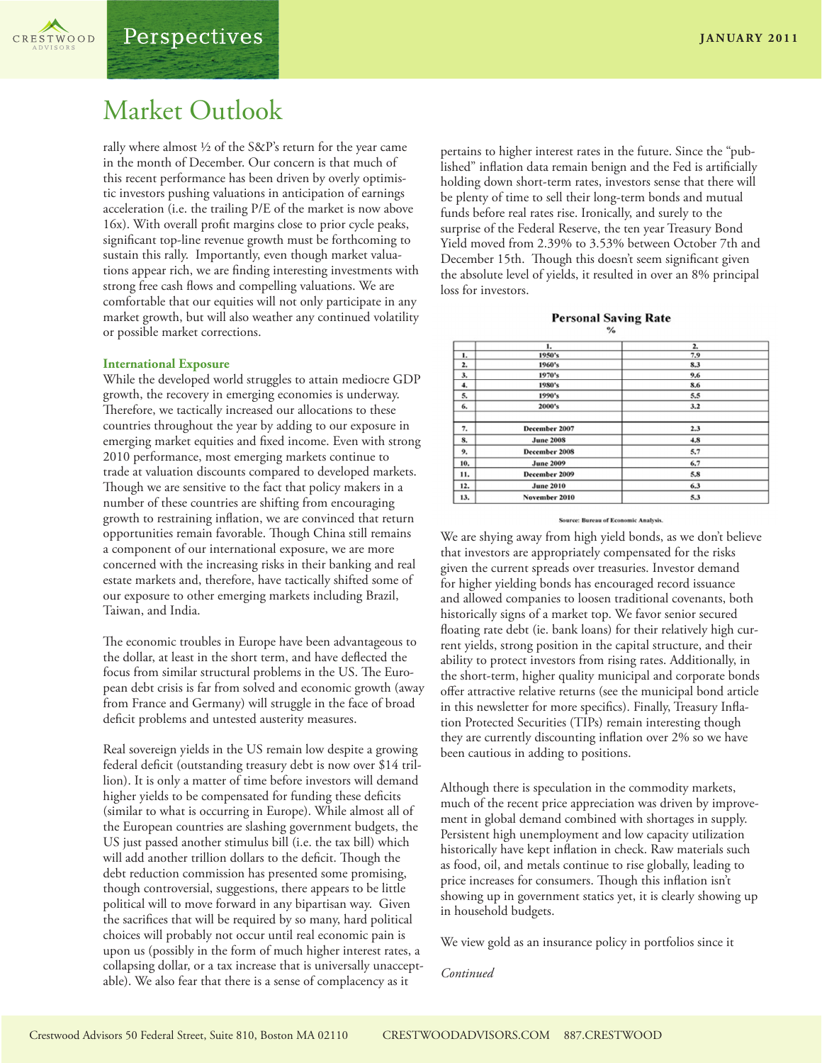# Market Outlook

rally where almost ½ of the S&P's return for the year came in the month of December. Our concern is that much of this recent performance has been driven by overly optimistic investors pushing valuations in anticipation of earnings acceleration (i.e. the trailing P/E of the market is now above 16x). With overall profit margins close to prior cycle peaks, significant top-line revenue growth must be forthcoming to sustain this rally. Importantly, even though market valuations appear rich, we are finding interesting investments with strong free cash flows and compelling valuations. We are comfortable that our equities will not only participate in any market growth, but will also weather any continued volatility or possible market corrections.

### International Exposure

While the developed world struggles to attain mediocre GDP growth, the recovery in emerging economies is underway. Therefore, we tactically increased our allocations to these countries throughout the year by adding to our exposure in emerging market equities and fixed income. Even with strong 2010 performance, most emerging markets continue to trade at valuation discounts compared to developed markets. Though we are sensitive to the fact that policy makers in a number of these countries are shifting from encouraging growth to restraining inflation, we are convinced that return opportunities remain favorable. Though China still remains a component of our international exposure, we are more concerned with the increasing risks in their banking and real estate markets and, therefore, have tactically shifted some of our exposure to other emerging markets including Brazil, Taiwan, and India.

The economic troubles in Europe have been advantageous to the dollar, at least in the short term, and have deflected the focus from similar structural problems in the US. The European debt crisis is far from solved and economic growth (away from France and Germany) will struggle in the face of broad deficit problems and untested austerity measures.

Real sovereign yields in the US remain low despite a growing federal deficit (outstanding treasury debt is now over $14 trillion). It is only a matter of time before investors will demand higher yields to be compensated for funding these deficits (similar to what is occurring in Europe). While almost all of the European countries are slashing government budgets, the US just passed another stimulus bill (i.e. the tax bill) which will add another trillion dollars to the deficit. Though the debt reduction commission has presented some promising, though controversial, suggestions, there appears to be little political will to move forward in any bipartisan way. Given the sacrifices that will be required by so many, hard political choices will probably not occur until real economic pain is upon us (possibly in the form of much higher interest rates, a collapsing dollar, or a tax increase that is universally unacceptable). We also fear that there is a sense of complacency as it pertains to higher interest rates in the future. Since the "published" inflation data remain benign and the Fed is artificially holding down short-term rates, investors sense that there will be plenty of time to sell their long-term bonds and mutual funds before real rates rise. Ironically, and surely to the surprise of the Federal Reserve, the ten year Treasury Bond Yield moved from 2.39% to 3.53% between October 7th and December 15th. Though this doesn't seem significant given the absolute level of yields, it resulted in over an 8% principal loss for investors.

**Personal Saving Rate**
%

| | 1. | 2. |
|---|---|---|
| 1. | 1950's | 7.9 |
| 2. | 1960's | 8.3 |
| 3. | 1970's | 9.6 |
| 4. | 1980's | 8.6 |
| 5. | 1990's | 5.5 |
| 6. | 2000's | 3.2 |
| 7. | December 2007 | 2.3 |
| 8. | June 2008 | 4.8 |
| 9. | December 2008 | 5.7 |
| 10. | June 2009 | 6.7 |
| 11. | December 2009 | 5.8 |
| 12. | June 2010 | 6.3 |
| 13. | November 2010 | 5.3 |

Source: Bureau of Economic Analysis.

We are shying away from high yield bonds, as we don't believe that investors are appropriately compensated for the risks given the current spreads over treasuries. Investor demand for higher yielding bonds has encouraged record issuance and allowed companies to loosen traditional covenants, both historically signs of a market top. We favor senior secured floating rate debt (ie. bank loans) for their relatively high current yields, strong position in the capital structure, and their ability to protect investors from rising rates. Additionally, in the short-term, higher quality municipal and corporate bonds offer attractive relative returns (see the municipal bond article in this newsletter for more specifics). Finally, Treasury Inflation Protected Securities (TIPs) remain interesting though they are currently discounting inflation over 2% so we have been cautious in adding to positions.

Although there is speculation in the commodity markets, much of the recent price appreciation was driven by improvement in global demand combined with shortages in supply. Persistent high unemployment and low capacity utilization historically have kept inflation in check. Raw materials such as food, oil, and metals continue to rise globally, leading to price increases for consumers. Though this inflation isn't showing up in government statics yet, it is clearly showing up in household budgets.

We view gold as an insurance policy in portfolios since it

*Continued*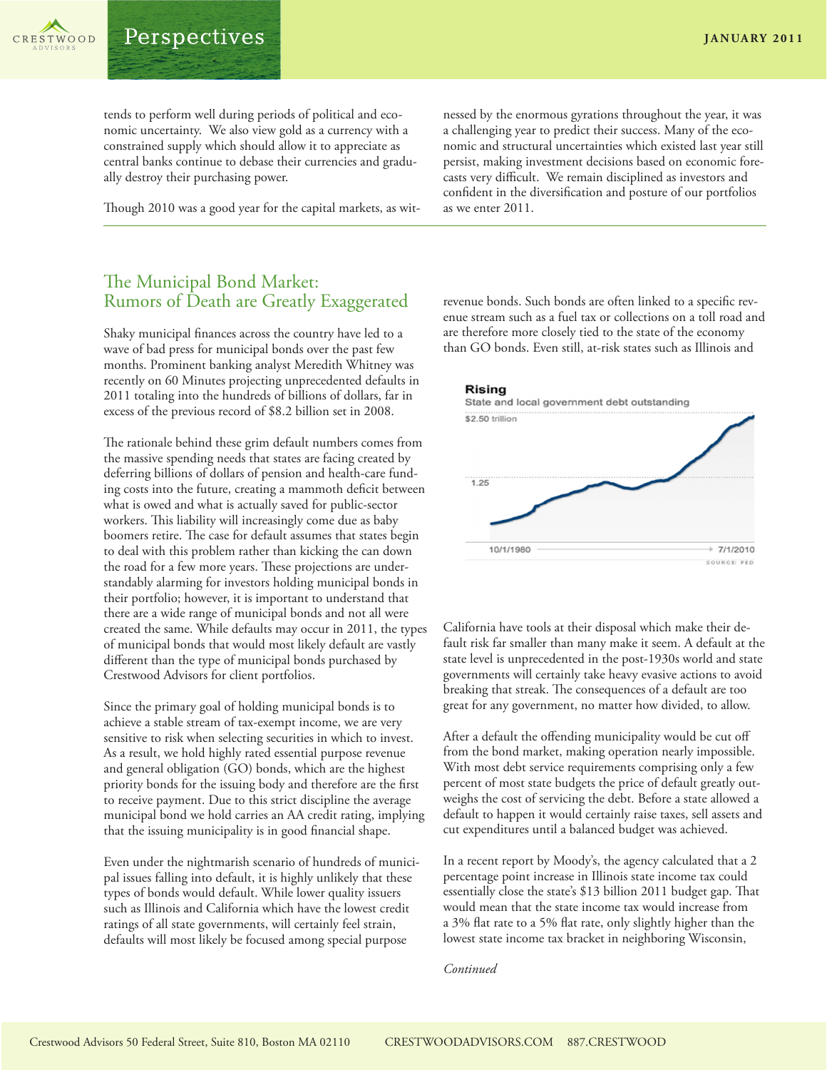tends to perform well during periods of political and economic uncertainty. We also view gold as a currency with a constrained supply which should allow it to appreciate as central banks continue to debase their currencies and gradually destroy their purchasing power.

Though 2010 was a good year for the capital markets, as witnessed by the enormous gyrations throughout the year, it was a challenging year to predict their success. Many of the economic and structural uncertainties which existed last year still persist, making investment decisions based on economic forecasts very difficult. We remain disciplined as investors and confident in the diversification and posture of our portfolios as we enter 2011.

## The Municipal Bond Market: Rumors of Death are Greatly Exaggerated

Shaky municipal finances across the country have led to a wave of bad press for municipal bonds over the past few months. Prominent banking analyst Meredith Whitney was recently on 60 Minutes projecting unprecedented defaults in 2011 totaling into the hundreds of billions of dollars, far in excess of the previous record of $8.2 billion set in 2008.

The rationale behind these grim default numbers comes from the massive spending needs that states are facing created by deferring billions of dollars of pension and health-care funding costs into the future, creating a mammoth deficit between what is owed and what is actually saved for public-sector workers. This liability will increasingly come due as baby boomers retire. The case for default assumes that states begin to deal with this problem rather than kicking the can down the road for a few more years. These projections are understandably alarming for investors holding municipal bonds in their portfolio; however, it is important to understand that there are a wide range of municipal bonds and not all were created the same. While defaults may occur in 2011, the types of municipal bonds that would most likely default are vastly different than the type of municipal bonds purchased by Crestwood Advisors for client portfolios.

Since the primary goal of holding municipal bonds is to achieve a stable stream of tax-exempt income, we are very sensitive to risk when selecting securities in which to invest. As a result, we hold highly rated essential purpose revenue and general obligation (GO) bonds, which are the highest priority bonds for the issuing body and therefore are the first to receive payment. Due to this strict discipline the average municipal bond we hold carries an AA credit rating, implying that the issuing municipality is in good financial shape.

Even under the nightmarish scenario of hundreds of municipal issues falling into default, it is highly unlikely that these types of bonds would default. While lower quality issuers such as Illinois and California which have the lowest credit ratings of all state governments, will certainly feel strain, defaults will most likely be focused among special purpose revenue bonds. Such bonds are often linked to a specific revenue stream such as a fuel tax or collections on a toll road and are therefore more closely tied to the state of the economy than GO bonds. Even still, at-risk states such as Illinois and California have tools at their disposal which make their default risk far smaller than many make it seem. A default at the state level is unprecedented in the post-1930s world and state governments will certainly take heavy evasive actions to avoid breaking that streak. The consequences of a default are too great for any government, no matter how divided, to allow.

After a default the offending municipality would be cut off from the bond market, making operation nearly impossible. With most debt service requirements comprising only a few percent of most state budgets the price of default greatly outweighs the cost of servicing the debt. Before a state allowed a default to happen it would certainly raise taxes, sell assets and cut expenditures until a balanced budget was achieved.

In a recent report by Moody's, the agency calculated that a 2 percentage point increase in Illinois state income tax could essentially close the state's $13 billion 2011 budget gap. That would mean that the state income tax would increase from a 3% flat rate to a 5% flat rate, only slightly higher than the lowest state income tax bracket in neighboring Wisconsin,

*Continued*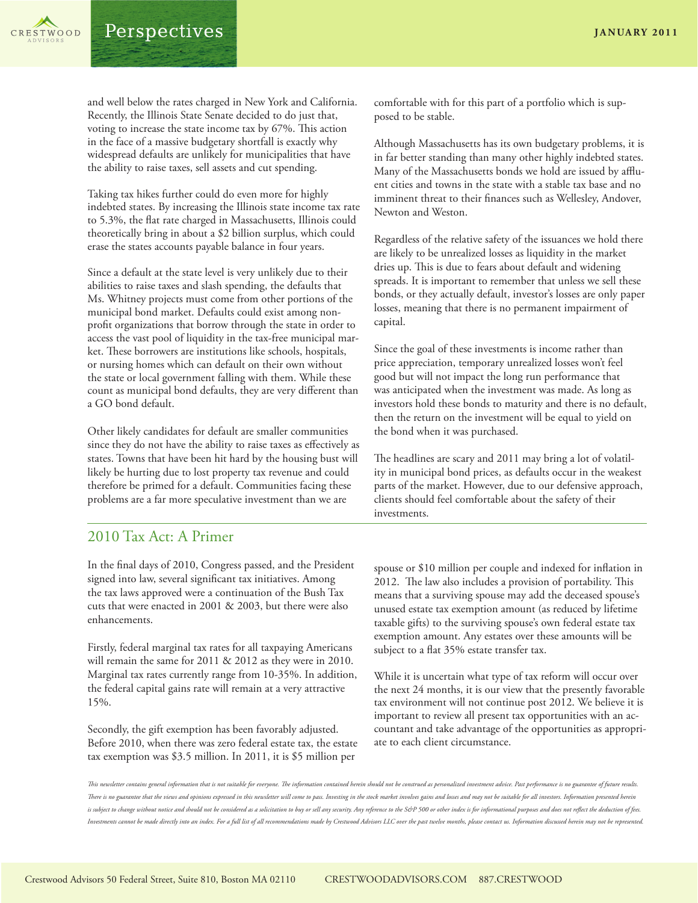and well below the rates charged in New York and California. Recently, the Illinois State Senate decided to do just that, voting to increase the state income tax by 67%. This action in the face of a massive budgetary shortfall is exactly why widespread defaults are unlikely for municipalities that have the ability to raise taxes, sell assets and cut spending.

Taking tax hikes further could do even more for highly indebted states. By increasing the Illinois state income tax rate to 5.3%, the flat rate charged in Massachusetts, Illinois could theoretically bring in about a $2 billion surplus, which could erase the states accounts payable balance in four years.

Since a default at the state level is very unlikely due to their abilities to raise taxes and slash spending, the defaults that Ms. Whitney projects must come from other portions of the municipal bond market. Defaults could exist among non-profit organizations that borrow through the state in order to access the vast pool of liquidity in the tax-free municipal market. These borrowers are institutions like schools, hospitals, or nursing homes which can default on their own without the state or local government falling with them. While these count as municipal bond defaults, they are very different than a GO bond default.

Other likely candidates for default are smaller communities since they do not have the ability to raise taxes as effectively as states. Towns that have been hit hard by the housing bust will likely be hurting due to lost property tax revenue and could therefore be primed for a default. Communities facing these problems are a far more speculative investment than we are comfortable with for this part of a portfolio which is supposed to be stable.

Although Massachusetts has its own budgetary problems, it is in far better standing than many other highly indebted states. Many of the Massachusetts bonds we hold are issued by affluent cities and towns in the state with a stable tax base and no imminent threat to their finances such as Wellesley, Andover, Newton and Weston.

Regardless of the relative safety of the issuances we hold there are likely to be unrealized losses as liquidity in the market dries up. This is due to fears about default and widening spreads. It is important to remember that unless we sell these bonds, or they actually default, investor's losses are only paper losses, meaning that there is no permanent impairment of capital.

Since the goal of these investments is income rather than price appreciation, temporary unrealized losses won't feel good but will not impact the long run performance that was anticipated when the investment was made. As long as investors hold these bonds to maturity and there is no default, then the return on the investment will be equal to yield on the bond when it was purchased.

The headlines are scary and 2011 may bring a lot of volatility in municipal bond prices, as defaults occur in the weakest parts of the market. However, due to our defensive approach, clients should feel comfortable about the safety of their investments.

## 2010 Tax Act: A Primer

In the final days of 2010, Congress passed, and the President signed into law, several significant tax initiatives. Among the tax laws approved were a continuation of the Bush Tax cuts that were enacted in 2001 & 2003, but there were also enhancements.

Firstly, federal marginal tax rates for all taxpaying Americans will remain the same for 2011 & 2012 as they were in 2010. Marginal tax rates currently range from 10-35%. In addition, the federal capital gains rate will remain at a very attractive 15%.

Secondly, the gift exemption has been favorably adjusted. Before 2010, when there was zero federal estate tax, the estate tax exemption was $3.5 million. In 2011, it is $5 million per spouse or $10 million per couple and indexed for inflation in 2012. The law also includes a provision of portability. This means that a surviving spouse may add the deceased spouse's unused estate tax exemption amount (as reduced by lifetime taxable gifts) to the surviving spouse's own federal estate tax exemption amount. Any estates over these amounts will be subject to a flat 35% estate transfer tax.

While it is uncertain what type of tax reform will occur over the next 24 months, it is our view that the presently favorable tax environment will not continue post 2012. We believe it is important to review all present tax opportunities with an accountant and take advantage of the opportunities as appropriate to each client circumstance.

*This newsletter contains general information that is not suitable for everyone. The information contained herein should not be construed as personalized investment advice. Past performance is no guarantee of future results. There is no guarantee that the views and opinions expressed in this newsletter will come to pass. Investing in the stock market involves gains and losses and may not be suitable for all investors. Information presented herein is subject to change without notice and should not be considered as a solicitation to buy or sell any security. Any reference to the S&P 500 or other index is for informational purposes and does not reflect the deduction of fees. Investments cannot be made directly into an index. For a full list of all recommendations made by Crestwood Advisors LLC over the past twelve months, please contact us. Information discussed herein may not be represented.*

Crestwood Advisors 50 Federal Street, Suite 810, Boston MA 02110 CRESTWOODADVISORS.COM 887.CRESTWOOD